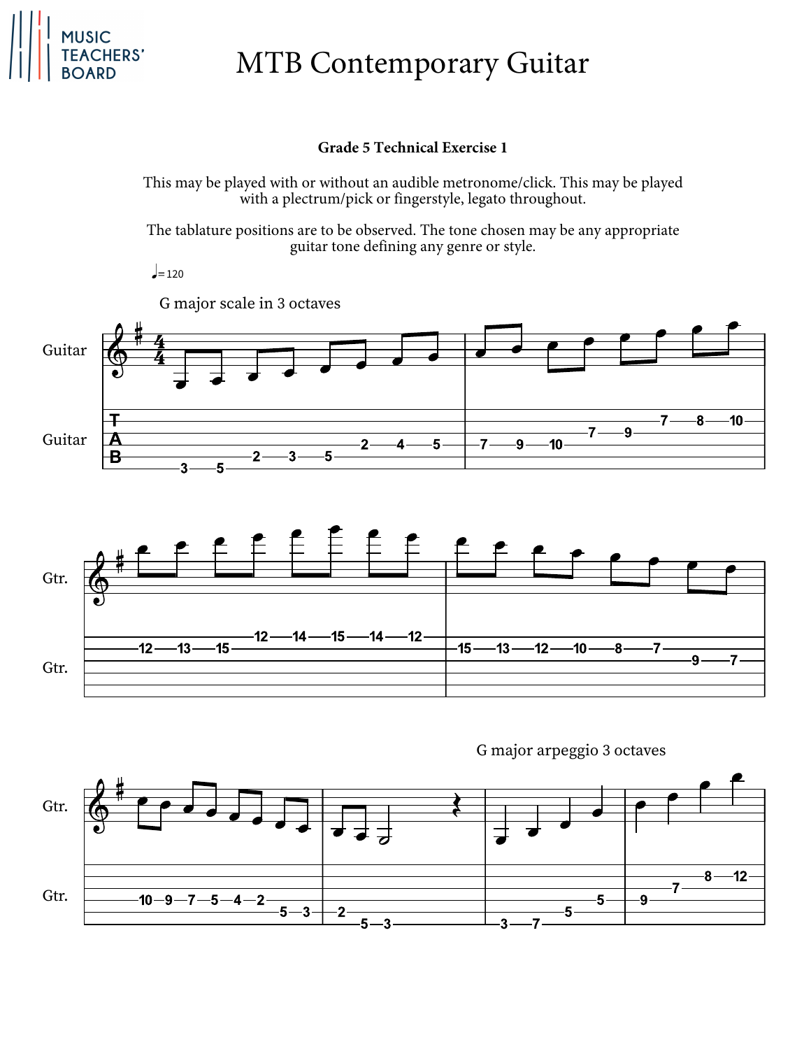# MTB Contemporary Guitar

**Grade 5 Technical Exercise 1**

This may be played with or without an audible metronome/click. This may be played with a plectrum/pick or fingerstyle, legato throughout.

The tablature positions are to be observed. The tone chosen may be any appropriate guitar tone defining any genre or style.

♩= 120

G major scale in 3 octaves

G major arpeggio 3 octaves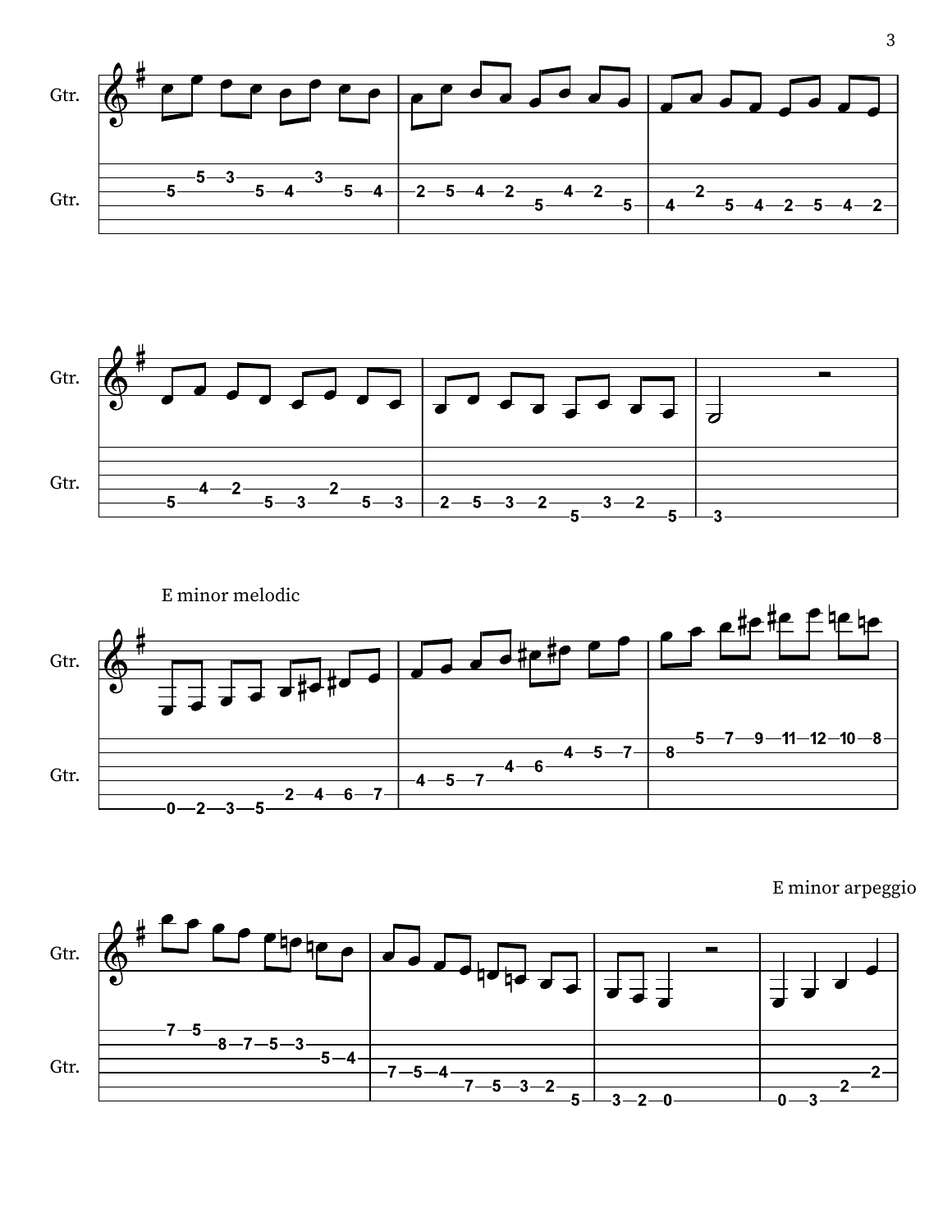E minor melodic

E minor arpeggio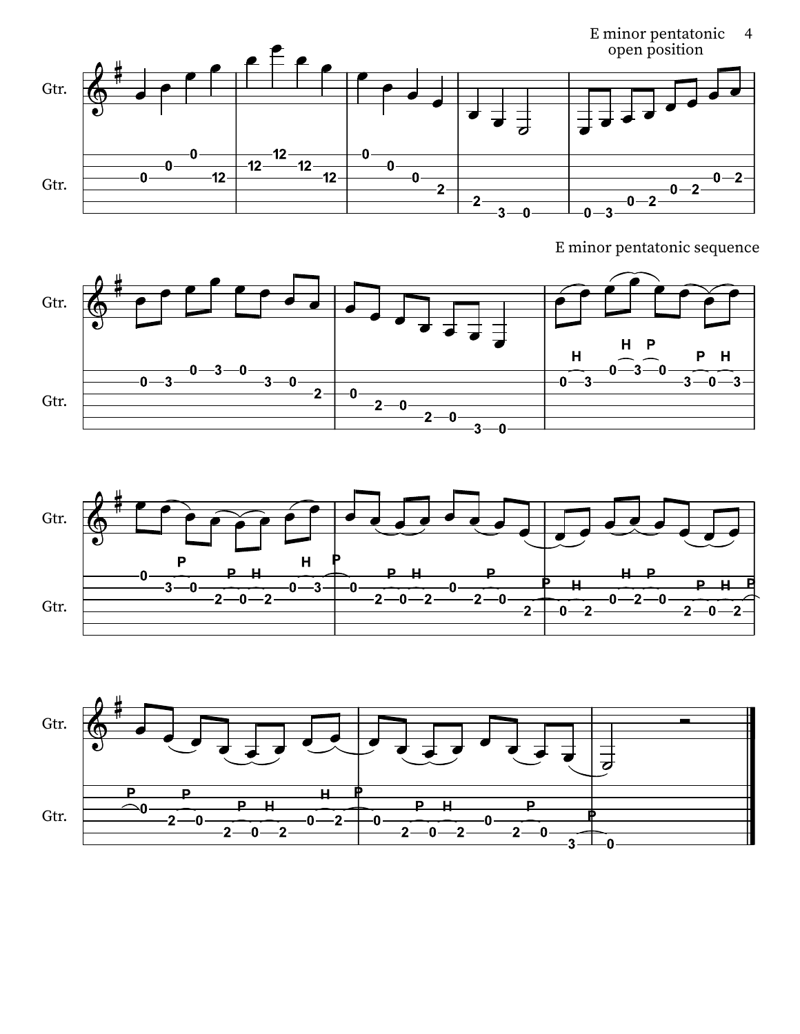E minor pentatonic
open position

E minor pentatonic sequence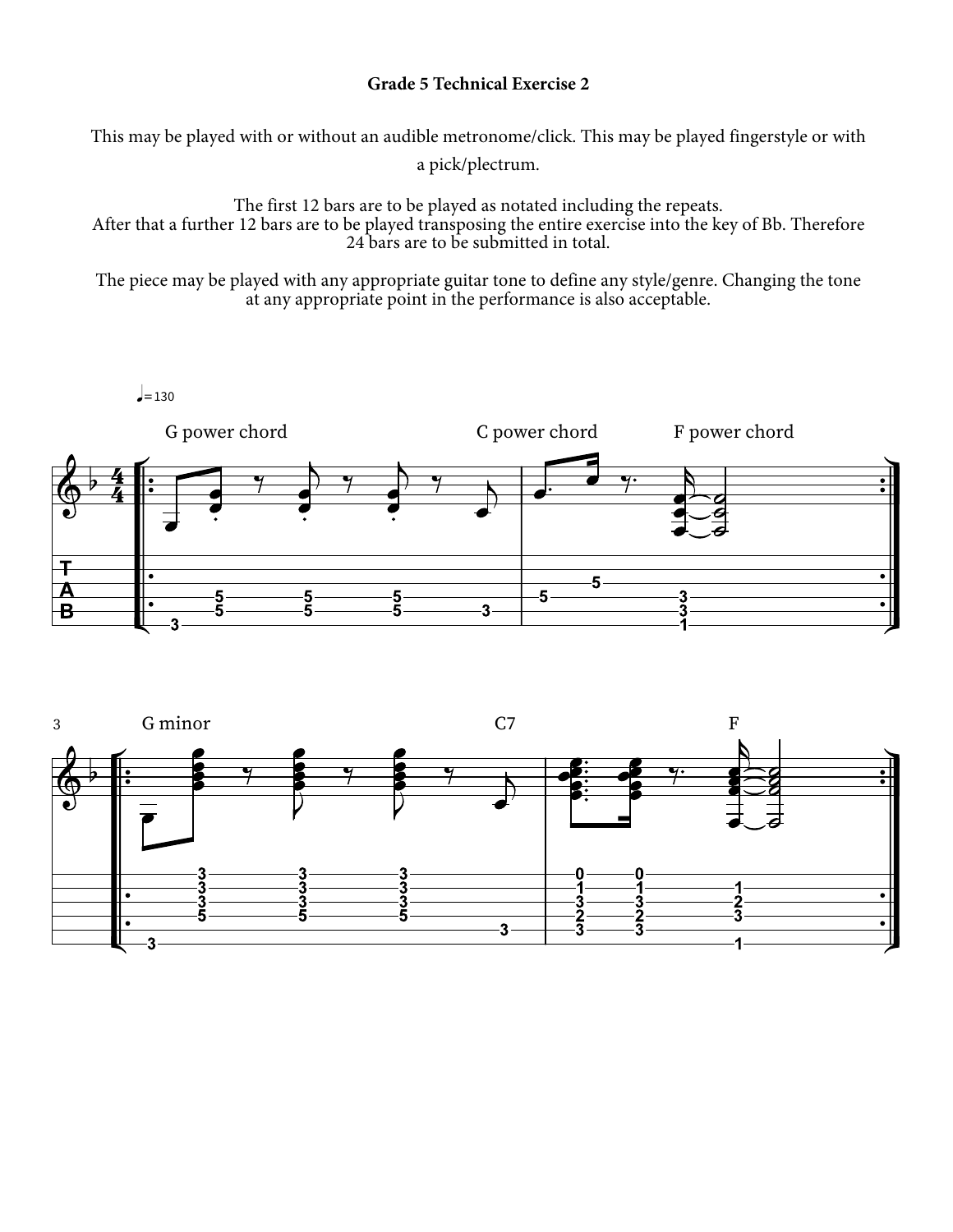**Grade 5 Technical Exercise 2**

This may be played with or without an audible metronome/click. This may be played fingerstyle or with a pick/plectrum.

The first 12 bars are to be played as notated including the repeats.
After that a further 12 bars are to be played transposing the entire exercise into the key of Bb. Therefore 24 bars are to be submitted in total.

The piece may be played with any appropriate guitar tone to define any style/genre. Changing the tone at any appropriate point in the performance is also acceptable.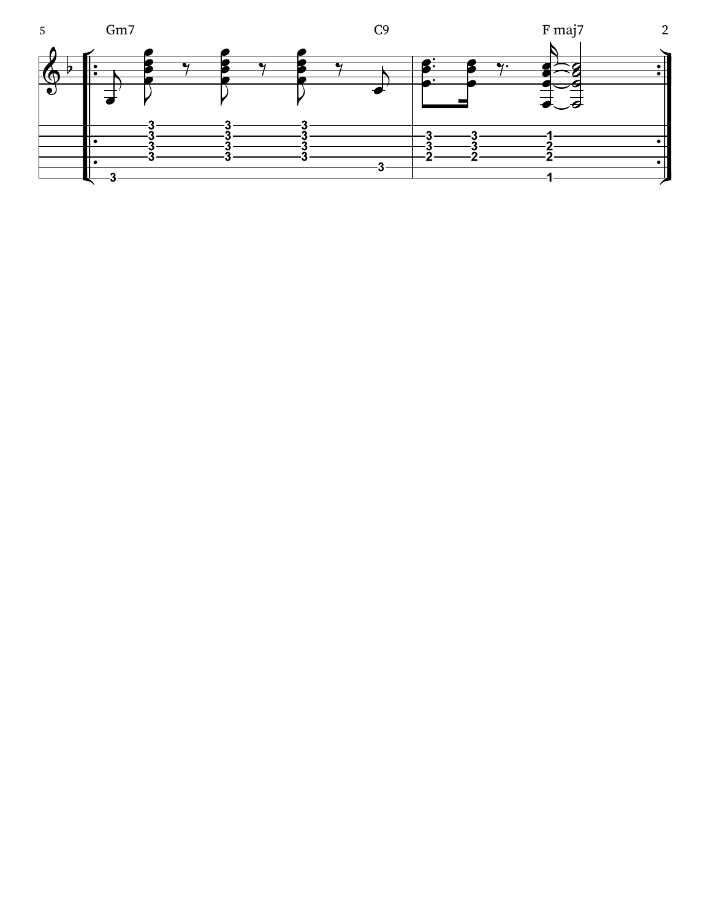Gm7 C9 F maj7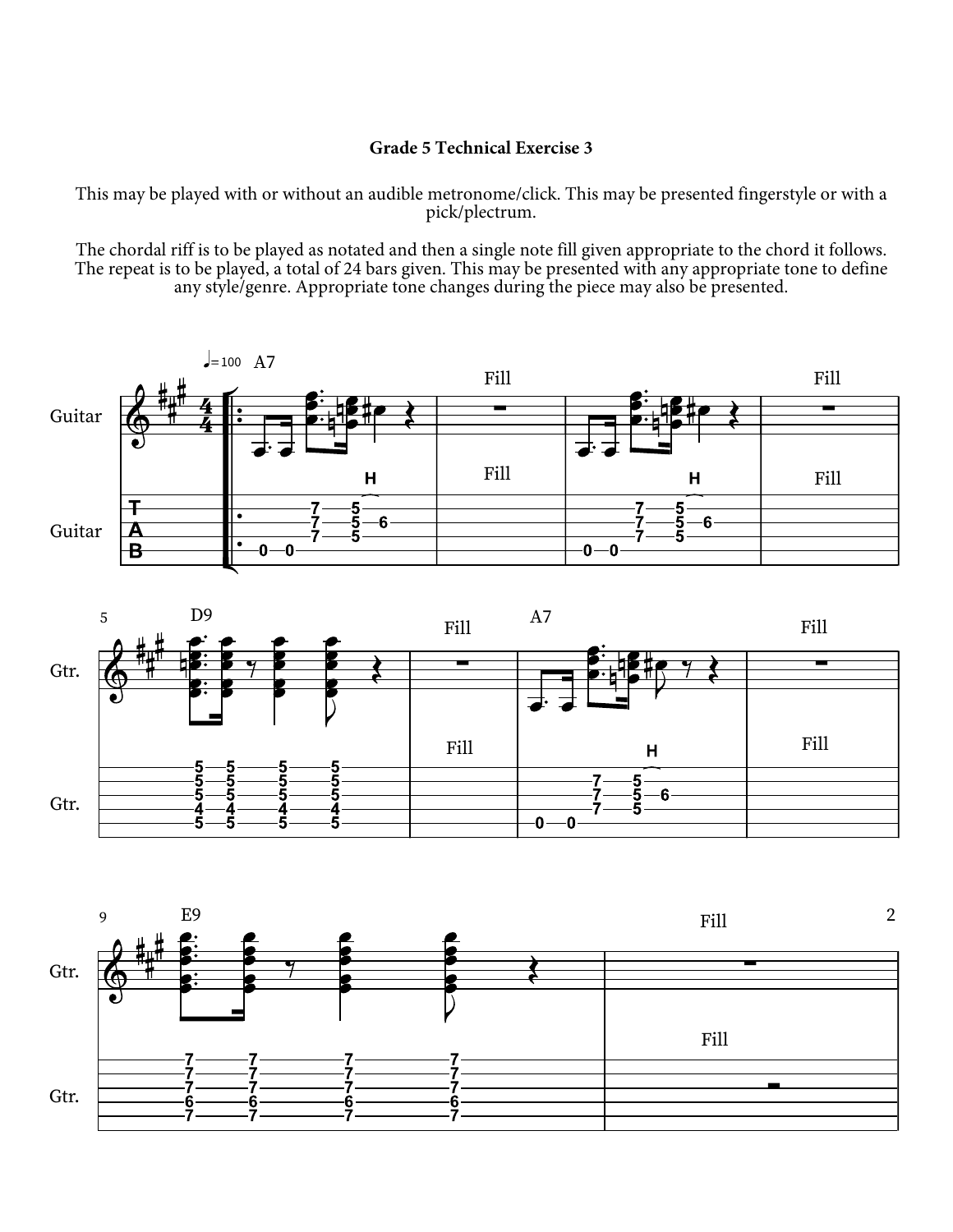### Grade 5 Technical Exercise 3

This may be played with or without an audible metronome/click. This may be presented fingerstyle or with a pick/plectrum.

The chordal riff is to be played as notated and then a single note fill given appropriate to the chord it follows. The repeat is to be played, a total of 24 bars given. This may be presented with any appropriate tone to define any style/genre. Appropriate tone changes during the piece may also be presented.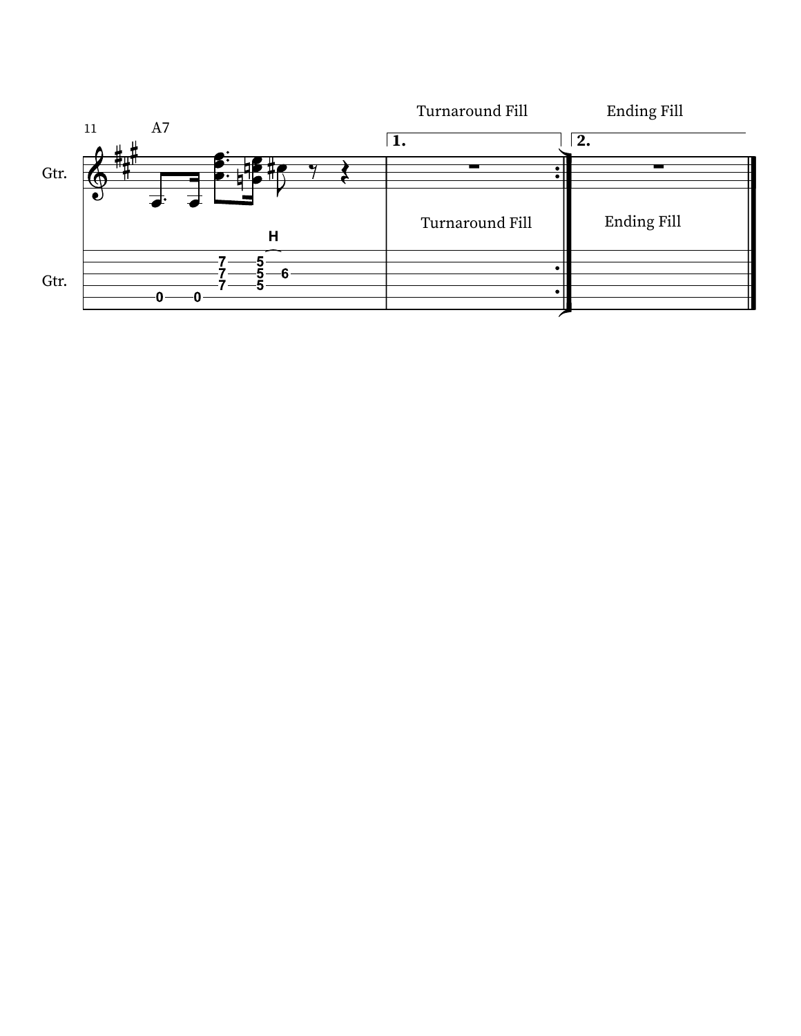Turnaround Fill

Ending Fill

11

A7

1.

2.

Gtr.

Turnaround Fill

Ending Fill

H

Gtr.